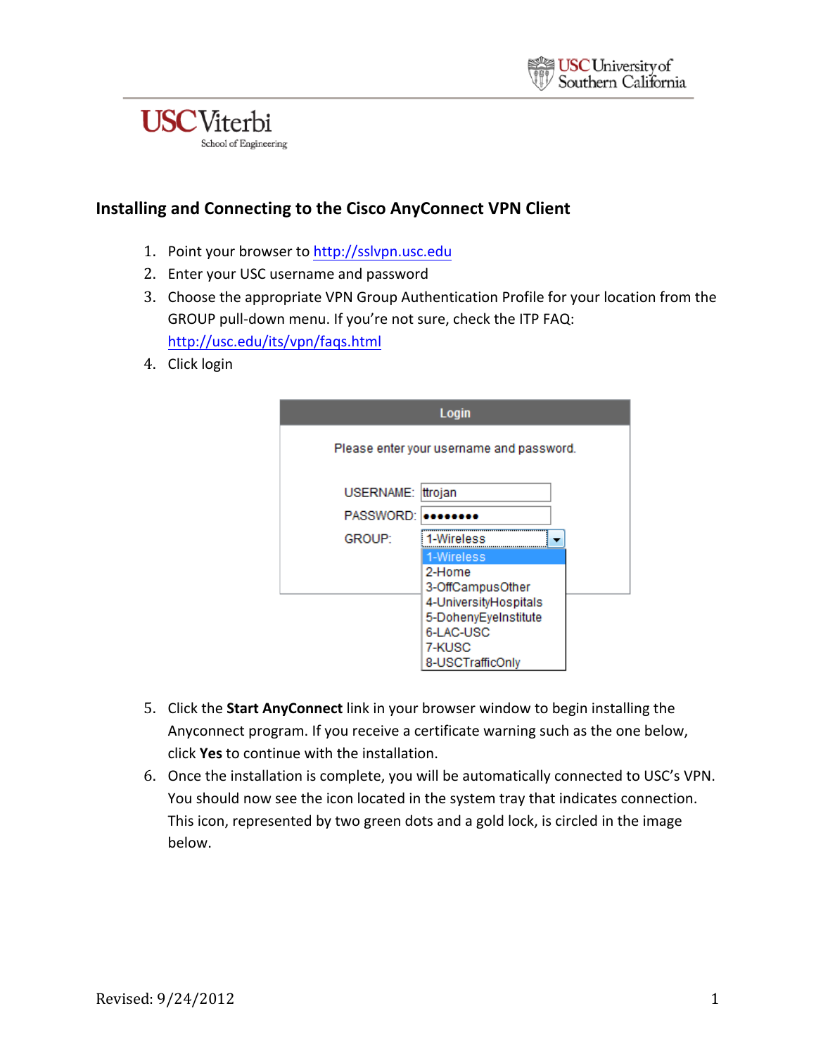# Installing and Connecting to the Cisco AnyConnect VPN Client

1. Point your browser to http://sslvpn.usc.edu
2. Enter your USC username and password
3. Choose the appropriate VPN Group Authentication Profile for your location from the GROUP pull-down menu. If you're not sure, check the ITP FAQ: http://usc.edu/its/vpn/faqs.html
4. Click login

5. Click the **Start AnyConnect** link in your browser window to begin installing the Anyconnect program. If you receive a certificate warning such as the one below, click **Yes** to continue with the installation.
6. Once the installation is complete, you will be automatically connected to USC's VPN. You should now see the icon located in the system tray that indicates connection. This icon, represented by two green dots and a gold lock, is circled in the image below.

Revised: 9/24/2012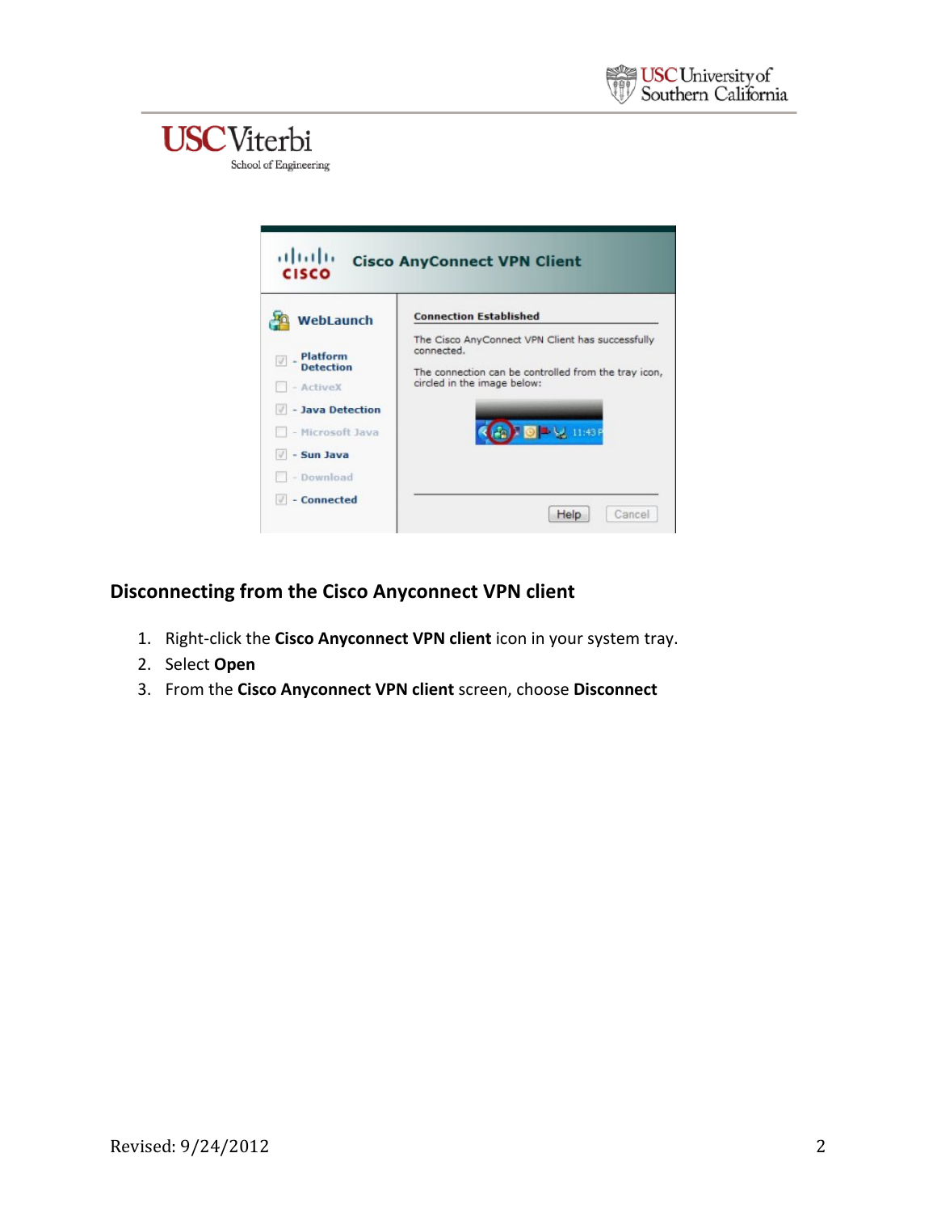## Disconnecting from the Cisco Anyconnect VPN client

1. Right-click the **Cisco Anyconnect VPN client** icon in your system tray.
2. Select **Open**
3. From the **Cisco Anyconnect VPN client** screen, choose **Disconnect**

Revised: 9/24/2012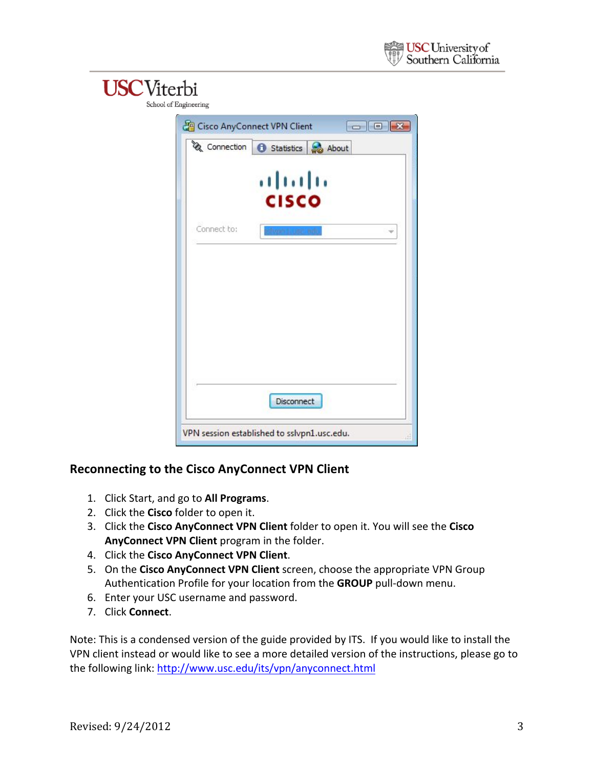## Reconnecting to the Cisco AnyConnect VPN Client

1. Click Start, and go to **All Programs**.
2. Click the **Cisco** folder to open it.
3. Click the **Cisco AnyConnect VPN Client** folder to open it. You will see the **Cisco AnyConnect VPN Client** program in the folder.
4. Click the **Cisco AnyConnect VPN Client**.
5. On the **Cisco AnyConnect VPN Client** screen, choose the appropriate VPN Group Authentication Profile for your location from the **GROUP** pull-down menu.
6. Enter your USC username and password.
7. Click **Connect**.

Note: This is a condensed version of the guide provided by ITS. If you would like to install the VPN client instead or would like to see a more detailed version of the instructions, please go to the following link: http://www.usc.edu/its/vpn/anyconnect.html

Revised: 9/24/2012